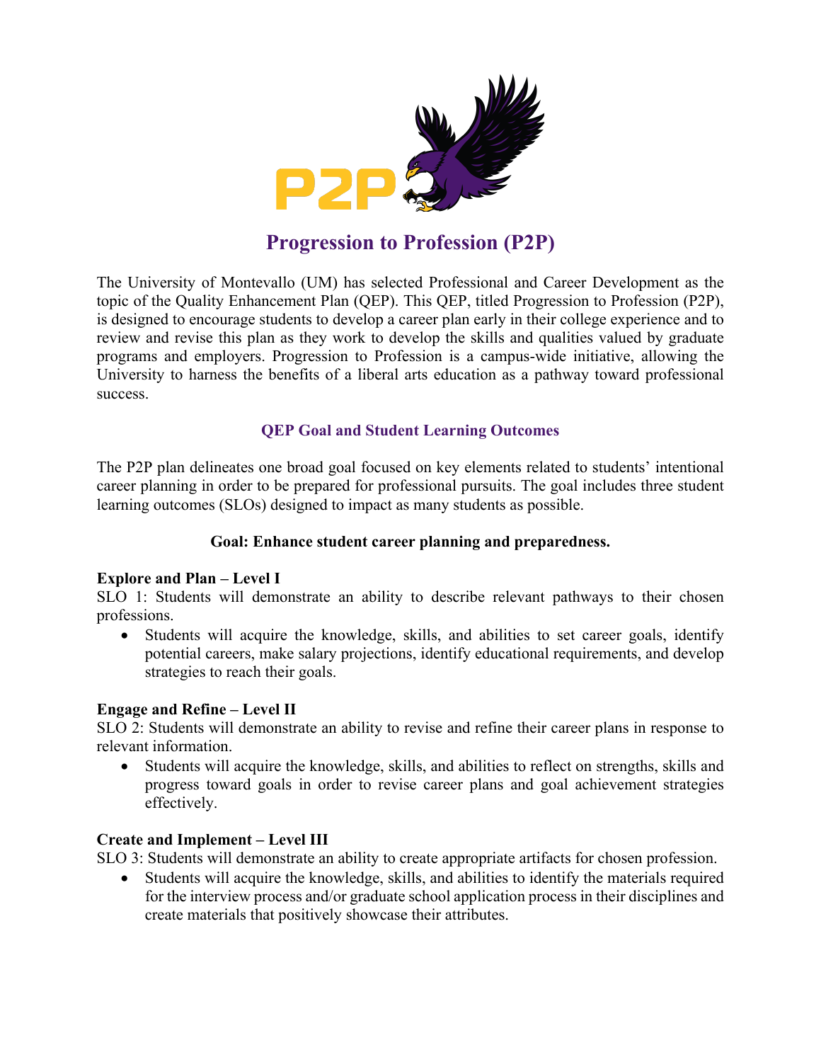# Progression to Profession (P2P)

The University of Montevallo (UM) has selected Professional and Career Development as the topic of the Quality Enhancement Plan (QEP). This QEP, titled Progression to Profession (P2P), is designed to encourage students to develop a career plan early in their college experience and to review and revise this plan as they work to develop the skills and qualities valued by graduate programs and employers. Progression to Profession is a campus-wide initiative, allowing the University to harness the benefits of a liberal arts education as a pathway toward professional success.

## QEP Goal and Student Learning Outcomes

The P2P plan delineates one broad goal focused on key elements related to students' intentional career planning in order to be prepared for professional pursuits. The goal includes three student learning outcomes (SLOs) designed to impact as many students as possible.

**Goal: Enhance student career planning and preparedness.**

**Explore and Plan – Level I**

SLO 1: Students will demonstrate an ability to describe relevant pathways to their chosen professions.

- Students will acquire the knowledge, skills, and abilities to set career goals, identify potential careers, make salary projections, identify educational requirements, and develop strategies to reach their goals.

**Engage and Refine – Level II**

SLO 2: Students will demonstrate an ability to revise and refine their career plans in response to relevant information.

- Students will acquire the knowledge, skills, and abilities to reflect on strengths, skills and progress toward goals in order to revise career plans and goal achievement strategies effectively.

**Create and Implement – Level III**

SLO 3: Students will demonstrate an ability to create appropriate artifacts for chosen profession.

- Students will acquire the knowledge, skills, and abilities to identify the materials required for the interview process and/or graduate school application process in their disciplines and create materials that positively showcase their attributes.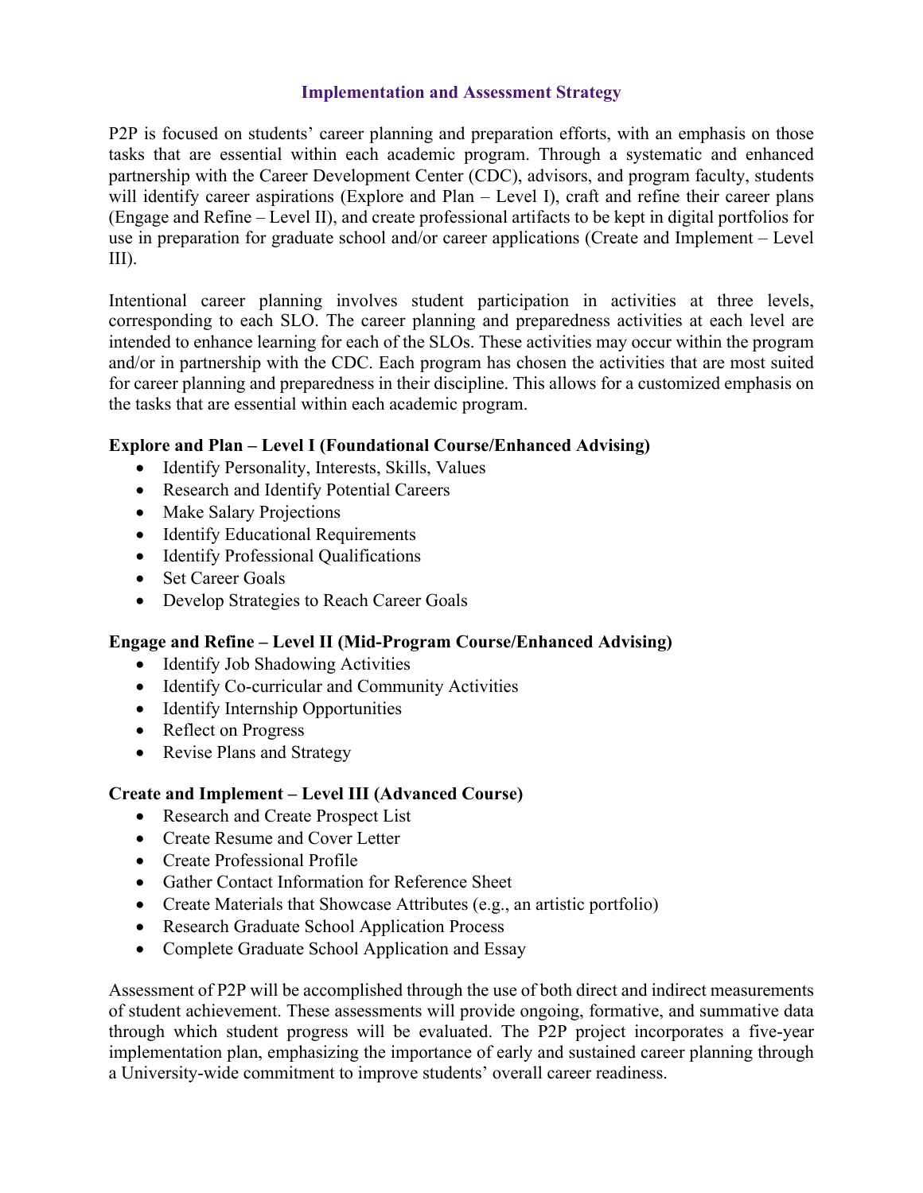## Implementation and Assessment Strategy

P2P is focused on students' career planning and preparation efforts, with an emphasis on those tasks that are essential within each academic program. Through a systematic and enhanced partnership with the Career Development Center (CDC), advisors, and program faculty, students will identify career aspirations (Explore and Plan – Level I), craft and refine their career plans (Engage and Refine – Level II), and create professional artifacts to be kept in digital portfolios for use in preparation for graduate school and/or career applications (Create and Implement – Level III).

Intentional career planning involves student participation in activities at three levels, corresponding to each SLO. The career planning and preparedness activities at each level are intended to enhance learning for each of the SLOs. These activities may occur within the program and/or in partnership with the CDC. Each program has chosen the activities that are most suited for career planning and preparedness in their discipline. This allows for a customized emphasis on the tasks that are essential within each academic program.

**Explore and Plan – Level I (Foundational Course/Enhanced Advising)**

- Identify Personality, Interests, Skills, Values
- Research and Identify Potential Careers
- Make Salary Projections
- Identify Educational Requirements
- Identify Professional Qualifications
- Set Career Goals
- Develop Strategies to Reach Career Goals

**Engage and Refine – Level II (Mid-Program Course/Enhanced Advising)**

- Identify Job Shadowing Activities
- Identify Co-curricular and Community Activities
- Identify Internship Opportunities
- Reflect on Progress
- Revise Plans and Strategy

**Create and Implement – Level III (Advanced Course)**

- Research and Create Prospect List
- Create Resume and Cover Letter
- Create Professional Profile
- Gather Contact Information for Reference Sheet
- Create Materials that Showcase Attributes (e.g., an artistic portfolio)
- Research Graduate School Application Process
- Complete Graduate School Application and Essay

Assessment of P2P will be accomplished through the use of both direct and indirect measurements of student achievement. These assessments will provide ongoing, formative, and summative data through which student progress will be evaluated. The P2P project incorporates a five-year implementation plan, emphasizing the importance of early and sustained career planning through a University-wide commitment to improve students' overall career readiness.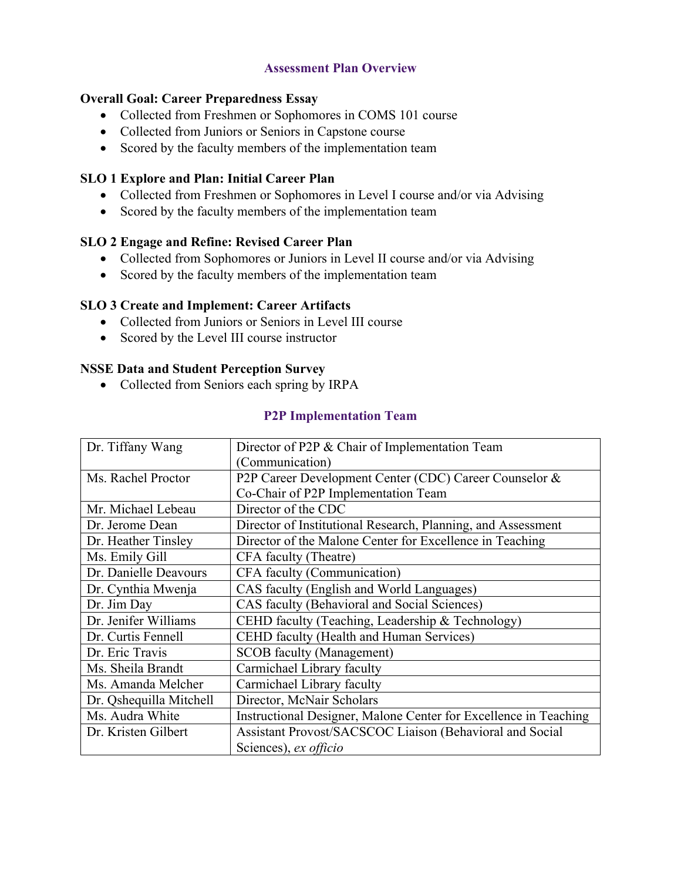## Assessment Plan Overview

**Overall Goal: Career Preparedness Essay**

- Collected from Freshmen or Sophomores in COMS 101 course
- Collected from Juniors or Seniors in Capstone course
- Scored by the faculty members of the implementation team

**SLO 1 Explore and Plan: Initial Career Plan**

- Collected from Freshmen or Sophomores in Level I course and/or via Advising
- Scored by the faculty members of the implementation team

**SLO 2 Engage and Refine: Revised Career Plan**

- Collected from Sophomores or Juniors in Level II course and/or via Advising
- Scored by the faculty members of the implementation team

**SLO 3 Create and Implement: Career Artifacts**

- Collected from Juniors or Seniors in Level III course
- Scored by the Level III course instructor

**NSSE Data and Student Perception Survey**

- Collected from Seniors each spring by IRPA

## P2P Implementation Team

| | |
|---|---|
| Dr. Tiffany Wang | Director of P2P & Chair of Implementation Team (Communication) |
| Ms. Rachel Proctor | P2P Career Development Center (CDC) Career Counselor & Co-Chair of P2P Implementation Team |
| Mr. Michael Lebeau | Director of the CDC |
| Dr. Jerome Dean | Director of Institutional Research, Planning, and Assessment |
| Dr. Heather Tinsley | Director of the Malone Center for Excellence in Teaching |
| Ms. Emily Gill | CFA faculty (Theatre) |
| Dr. Danielle Deavours | CFA faculty (Communication) |
| Dr. Cynthia Mwenja | CAS faculty (English and World Languages) |
| Dr. Jim Day | CAS faculty (Behavioral and Social Sciences) |
| Dr. Jenifer Williams | CEHD faculty (Teaching, Leadership & Technology) |
| Dr. Curtis Fennell | CEHD faculty (Health and Human Services) |
| Dr. Eric Travis | SCOB faculty (Management) |
| Ms. Sheila Brandt | Carmichael Library faculty |
| Ms. Amanda Melcher | Carmichael Library faculty |
| Dr. Qshequilla Mitchell | Director, McNair Scholars |
| Ms. Audra White | Instructional Designer, Malone Center for Excellence in Teaching |
| Dr. Kristen Gilbert | Assistant Provost/SACSCOC Liaison (Behavioral and Social Sciences), *ex officio* |